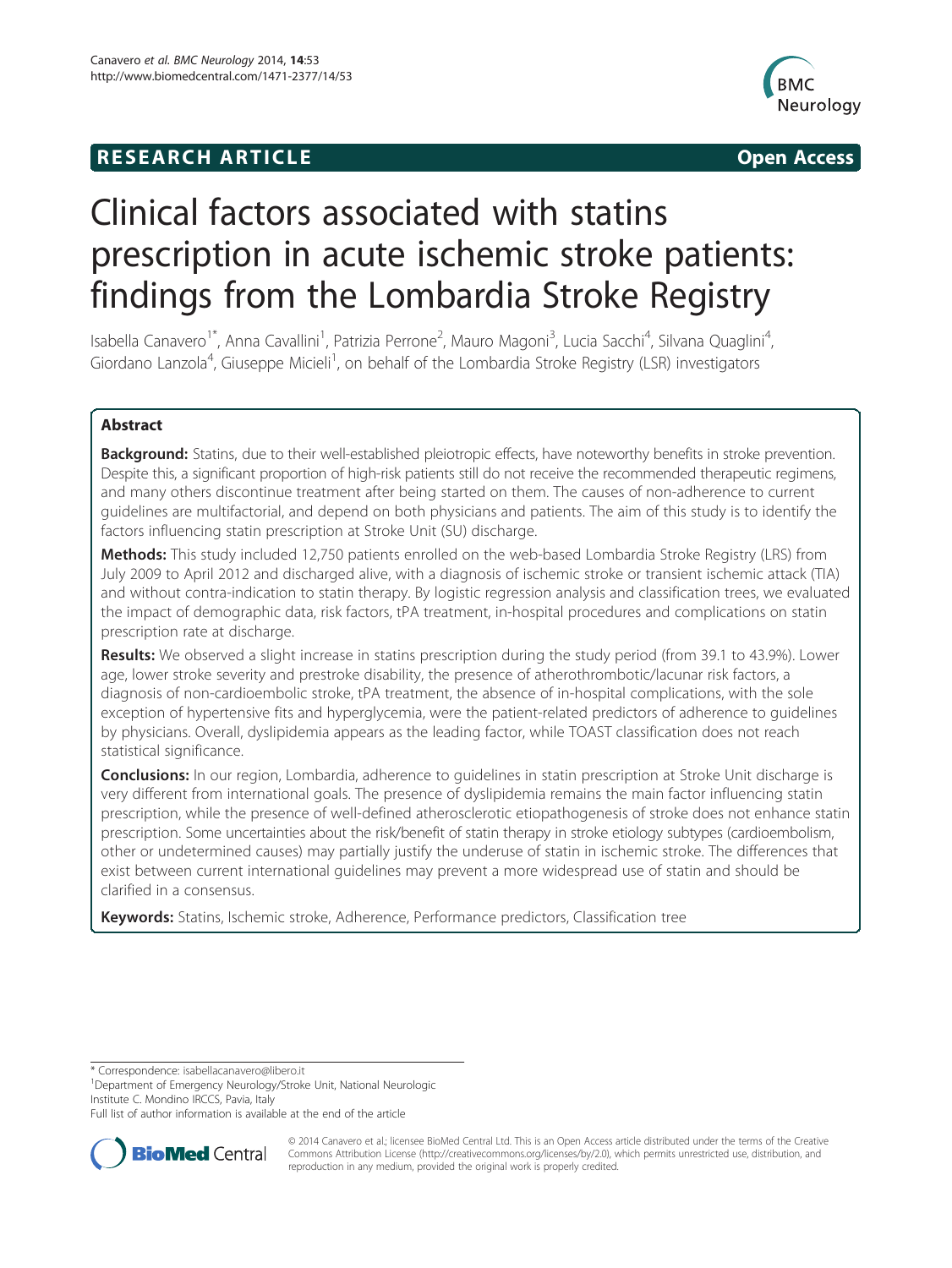**RESEARCH ARTICLE** **Open Access**

# Clinical factors associated with statins prescription in acute ischemic stroke patients: findings from the Lombardia Stroke Registry

Isabella Canavero[1*], Anna Cavallini[1], Patrizia Perrone[2], Mauro Magoni[3], Lucia Sacchi[4], Silvana Quaglini[4], Giordano Lanzola[4], Giuseppe Micieli[1], on behalf of the Lombardia Stroke Registry (LSR) investigators

## Abstract

**Background:** Statins, due to their well-established pleiotropic effects, have noteworthy benefits in stroke prevention. Despite this, a significant proportion of high-risk patients still do not receive the recommended therapeutic regimens, and many others discontinue treatment after being started on them. The causes of non-adherence to current guidelines are multifactorial, and depend on both physicians and patients. The aim of this study is to identify the factors influencing statin prescription at Stroke Unit (SU) discharge.

**Methods:** This study included 12,750 patients enrolled on the web-based Lombardia Stroke Registry (LRS) from July 2009 to April 2012 and discharged alive, with a diagnosis of ischemic stroke or transient ischemic attack (TIA) and without contra-indication to statin therapy. By logistic regression analysis and classification trees, we evaluated the impact of demographic data, risk factors, tPA treatment, in-hospital procedures and complications on statin prescription rate at discharge.

**Results:** We observed a slight increase in statins prescription during the study period (from 39.1 to 43.9%). Lower age, lower stroke severity and prestroke disability, the presence of atherothrombotic/lacunar risk factors, a diagnosis of non-cardioembolic stroke, tPA treatment, the absence of in-hospital complications, with the sole exception of hypertensive fits and hyperglycemia, were the patient-related predictors of adherence to guidelines by physicians. Overall, dyslipidemia appears as the leading factor, while TOAST classification does not reach statistical significance.

**Conclusions:** In our region, Lombardia, adherence to guidelines in statin prescription at Stroke Unit discharge is very different from international goals. The presence of dyslipidemia remains the main factor influencing statin prescription, while the presence of well-defined atherosclerotic etiopathogenesis of stroke does not enhance statin prescription. Some uncertainties about the risk/benefit of statin therapy in stroke etiology subtypes (cardioembolism, other or undetermined causes) may partially justify the underuse of statin in ischemic stroke. The differences that exist between current international guidelines may prevent a more widespread use of statin and should be clarified in a consensus.

**Keywords:** Statins, Ischemic stroke, Adherence, Performance predictors, Classification tree

* Correspondence: isabellacanavero@libero.it
[1]Department of Emergency Neurology/Stroke Unit, National Neurologic Institute C. Mondino IRCCS, Pavia, Italy
Full list of author information is available at the end of the article

© 2014 Canavero et al.; licensee BioMed Central Ltd. This is an Open Access article distributed under the terms of the Creative Commons Attribution License (http://creativecommons.org/licenses/by/2.0), which permits unrestricted use, distribution, and reproduction in any medium, provided the original work is properly credited.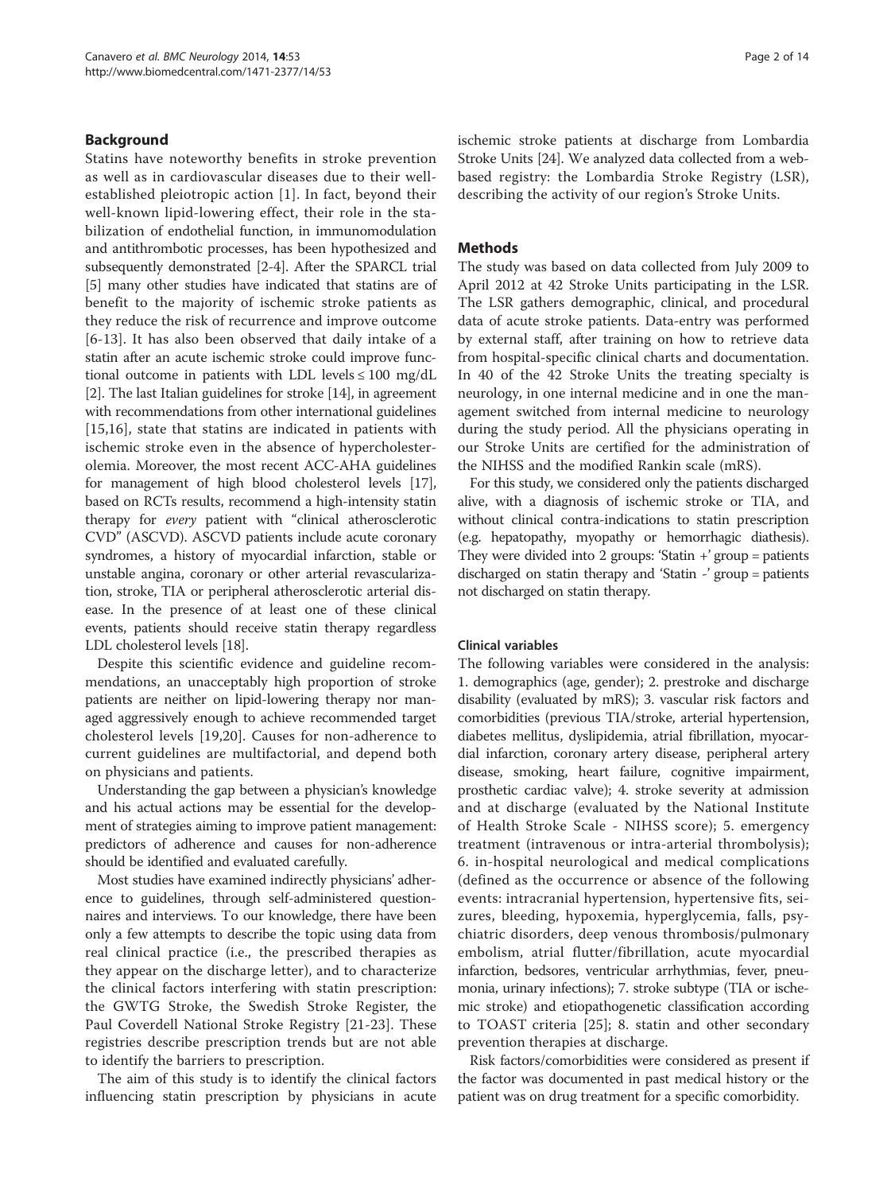## Background

Statins have noteworthy benefits in stroke prevention as well as in cardiovascular diseases due to their well-established pleiotropic action [1]. In fact, beyond their well-known lipid-lowering effect, their role in the stabilization of endothelial function, in immunomodulation and antithrombotic processes, has been hypothesized and subsequently demonstrated [2-4]. After the SPARCL trial [5] many other studies have indicated that statins are of benefit to the majority of ischemic stroke patients as they reduce the risk of recurrence and improve outcome [6-13]. It has also been observed that daily intake of a statin after an acute ischemic stroke could improve functional outcome in patients with LDL levels ≤ 100 mg/dL [2]. The last Italian guidelines for stroke [14], in agreement with recommendations from other international guidelines [15,16], state that statins are indicated in patients with ischemic stroke even in the absence of hypercholesterolemia. Moreover, the most recent ACC-AHA guidelines for management of high blood cholesterol levels [17], based on RCTs results, recommend a high-intensity statin therapy for *every* patient with "clinical atherosclerotic CVD" (ASCVD). ASCVD patients include acute coronary syndromes, a history of myocardial infarction, stable or unstable angina, coronary or other arterial revascularization, stroke, TIA or peripheral atherosclerotic arterial disease. In the presence of at least one of these clinical events, patients should receive statin therapy regardless LDL cholesterol levels [18].

Despite this scientific evidence and guideline recommendations, an unacceptably high proportion of stroke patients are neither on lipid-lowering therapy nor managed aggressively enough to achieve recommended target cholesterol levels [19,20]. Causes for non-adherence to current guidelines are multifactorial, and depend both on physicians and patients.

Understanding the gap between a physician's knowledge and his actual actions may be essential for the development of strategies aiming to improve patient management: predictors of adherence and causes for non-adherence should be identified and evaluated carefully.

Most studies have examined indirectly physicians' adherence to guidelines, through self-administered questionnaires and interviews. To our knowledge, there have been only a few attempts to describe the topic using data from real clinical practice (i.e., the prescribed therapies as they appear on the discharge letter), and to characterize the clinical factors interfering with statin prescription: the GWTG Stroke, the Swedish Stroke Register, the Paul Coverdell National Stroke Registry [21-23]. These registries describe prescription trends but are not able to identify the barriers to prescription.

The aim of this study is to identify the clinical factors influencing statin prescription by physicians in acute ischemic stroke patients at discharge from Lombardia Stroke Units [24]. We analyzed data collected from a web-based registry: the Lombardia Stroke Registry (LSR), describing the activity of our region's Stroke Units.

## Methods

The study was based on data collected from July 2009 to April 2012 at 42 Stroke Units participating in the LSR. The LSR gathers demographic, clinical, and procedural data of acute stroke patients. Data-entry was performed by external staff, after training on how to retrieve data from hospital-specific clinical charts and documentation. In 40 of the 42 Stroke Units the treating specialty is neurology, in one internal medicine and in one the management switched from internal medicine to neurology during the study period. All the physicians operating in our Stroke Units are certified for the administration of the NIHSS and the modified Rankin scale (mRS).

For this study, we considered only the patients discharged alive, with a diagnosis of ischemic stroke or TIA, and without clinical contra-indications to statin prescription (e.g. hepatopathy, myopathy or hemorrhagic diathesis). They were divided into 2 groups: 'Statin +' group = patients discharged on statin therapy and 'Statin -' group = patients not discharged on statin therapy.

### Clinical variables

The following variables were considered in the analysis: 1. demographics (age, gender); 2. prestroke and discharge disability (evaluated by mRS); 3. vascular risk factors and comorbidities (previous TIA/stroke, arterial hypertension, diabetes mellitus, dyslipidemia, atrial fibrillation, myocardial infarction, coronary artery disease, peripheral artery disease, smoking, heart failure, cognitive impairment, prosthetic cardiac valve); 4. stroke severity at admission and at discharge (evaluated by the National Institute of Health Stroke Scale - NIHSS score); 5. emergency treatment (intravenous or intra-arterial thrombolysis); 6. in-hospital neurological and medical complications (defined as the occurrence or absence of the following events: intracranial hypertension, hypertensive fits, seizures, bleeding, hypoxemia, hyperglycemia, falls, psychiatric disorders, deep venous thrombosis/pulmonary embolism, atrial flutter/fibrillation, acute myocardial infarction, bedsores, ventricular arrhythmias, fever, pneumonia, urinary infections); 7. stroke subtype (TIA or ischemic stroke) and etiopathogenetic classification according to TOAST criteria [25]; 8. statin and other secondary prevention therapies at discharge.

Risk factors/comorbidities were considered as present if the factor was documented in past medical history or the patient was on drug treatment for a specific comorbidity.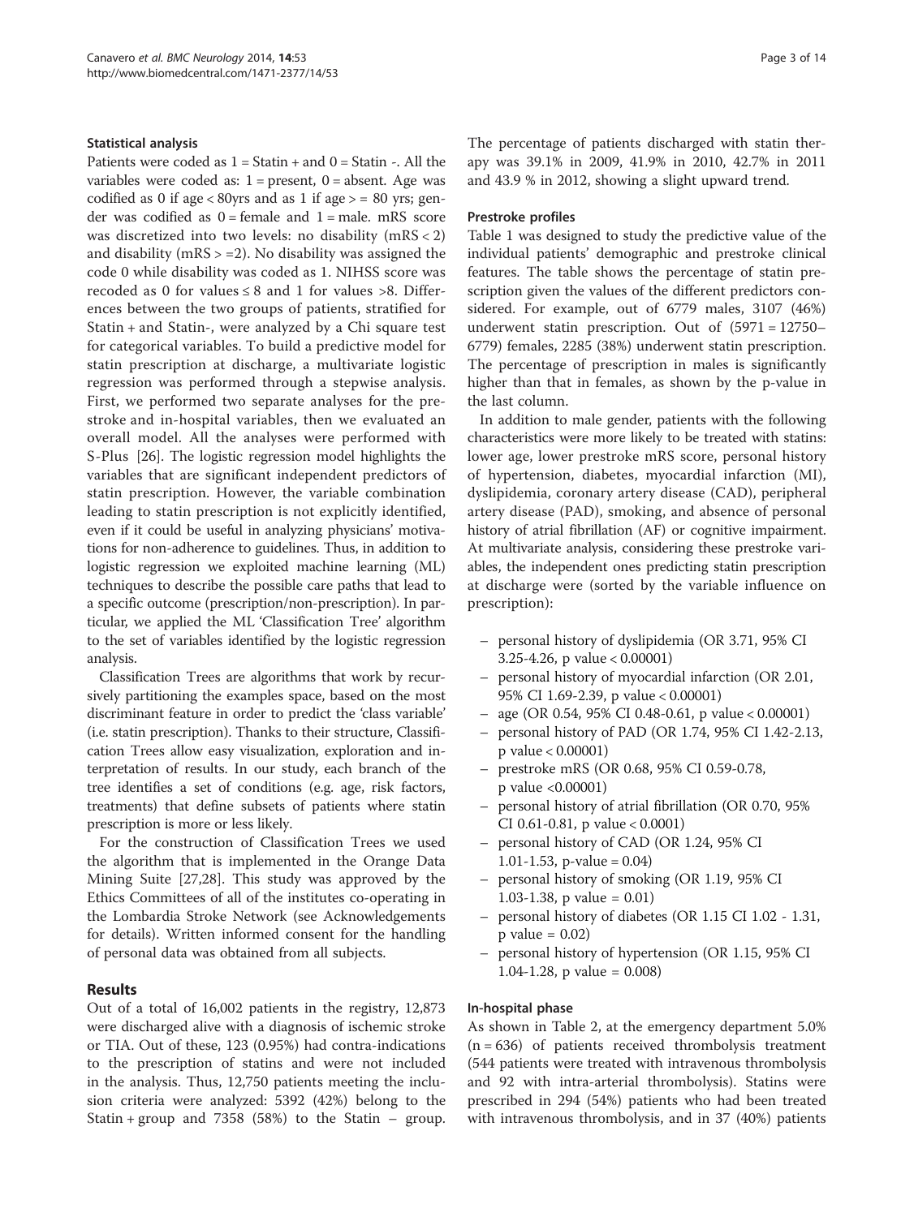### Statistical analysis

Patients were coded as 1 = Statin + and 0 = Statin -. All the variables were coded as: 1 = present, 0 = absent. Age was codified as 0 if age < 80yrs and as 1 if age > = 80 yrs; gender was codified as 0 = female and 1 = male. mRS score was discretized into two levels: no disability (mRS < 2) and disability (mRS > =2). No disability was assigned the code 0 while disability was coded as 1. NIHSS score was recoded as 0 for values ≤ 8 and 1 for values >8. Differences between the two groups of patients, stratified for Statin + and Statin-, were analyzed by a Chi square test for categorical variables. To build a predictive model for statin prescription at discharge, a multivariate logistic regression was performed through a stepwise analysis. First, we performed two separate analyses for the prestroke and in-hospital variables, then we evaluated an overall model. All the analyses were performed with S-Plus [26]. The logistic regression model highlights the variables that are significant independent predictors of statin prescription. However, the variable combination leading to statin prescription is not explicitly identified, even if it could be useful in analyzing physicians' motivations for non-adherence to guidelines. Thus, in addition to logistic regression we exploited machine learning (ML) techniques to describe the possible care paths that lead to a specific outcome (prescription/non-prescription). In particular, we applied the ML 'Classification Tree' algorithm to the set of variables identified by the logistic regression analysis.

Classification Trees are algorithms that work by recursively partitioning the examples space, based on the most discriminant feature in order to predict the 'class variable' (i.e. statin prescription). Thanks to their structure, Classification Trees allow easy visualization, exploration and interpretation of results. In our study, each branch of the tree identifies a set of conditions (e.g. age, risk factors, treatments) that define subsets of patients where statin prescription is more or less likely.

For the construction of Classification Trees we used the algorithm that is implemented in the Orange Data Mining Suite [27,28]. This study was approved by the Ethics Committees of all of the institutes co-operating in the Lombardia Stroke Network (see Acknowledgements for details). Written informed consent for the handling of personal data was obtained from all subjects.

## Results

Out of a total of 16,002 patients in the registry, 12,873 were discharged alive with a diagnosis of ischemic stroke or TIA. Out of these, 123 (0.95%) had contra-indications to the prescription of statins and were not included in the analysis. Thus, 12,750 patients meeting the inclusion criteria were analyzed: 5392 (42%) belong to the Statin + group and 7358 (58%) to the Statin – group. The percentage of patients discharged with statin therapy was 39.1% in 2009, 41.9% in 2010, 42.7% in 2011 and 43.9 % in 2012, showing a slight upward trend.

### Prestroke profiles

Table 1 was designed to study the predictive value of the individual patients' demographic and prestroke clinical features. The table shows the percentage of statin prescription given the values of the different predictors considered. For example, out of 6779 males, 3107 (46%) underwent statin prescription. Out of (5971 = 12750–6779) females, 2285 (38%) underwent statin prescription. The percentage of prescription in males is significantly higher than that in females, as shown by the p-value in the last column.

In addition to male gender, patients with the following characteristics were more likely to be treated with statins: lower age, lower prestroke mRS score, personal history of hypertension, diabetes, myocardial infarction (MI), dyslipidemia, coronary artery disease (CAD), peripheral artery disease (PAD), smoking, and absence of personal history of atrial fibrillation (AF) or cognitive impairment. At multivariate analysis, considering these prestroke variables, the independent ones predicting statin prescription at discharge were (sorted by the variable influence on prescription):

- personal history of dyslipidemia (OR 3.71, 95% CI 3.25-4.26, p value < 0.00001)
- personal history of myocardial infarction (OR 2.01, 95% CI 1.69-2.39, p value < 0.00001)
- age (OR 0.54, 95% CI 0.48-0.61, p value < 0.00001)
- personal history of PAD (OR 1.74, 95% CI 1.42-2.13, p value < 0.00001)
- prestroke mRS (OR 0.68, 95% CI 0.59-0.78, p value <0.00001)
- personal history of atrial fibrillation (OR 0.70, 95% CI 0.61-0.81, p value < 0.0001)
- personal history of CAD (OR 1.24, 95% CI 1.01-1.53, p-value = 0.04)
- personal history of smoking (OR 1.19, 95% CI 1.03-1.38, p value = 0.01)
- personal history of diabetes (OR 1.15 CI 1.02 - 1.31, p value = 0.02)
- personal history of hypertension (OR 1.15, 95% CI 1.04-1.28, p value = 0.008)

### In-hospital phase

As shown in Table 2, at the emergency department 5.0% (n = 636) of patients received thrombolysis treatment (544 patients were treated with intravenous thrombolysis and 92 with intra-arterial thrombolysis). Statins were prescribed in 294 (54%) patients who had been treated with intravenous thrombolysis, and in 37 (40%) patients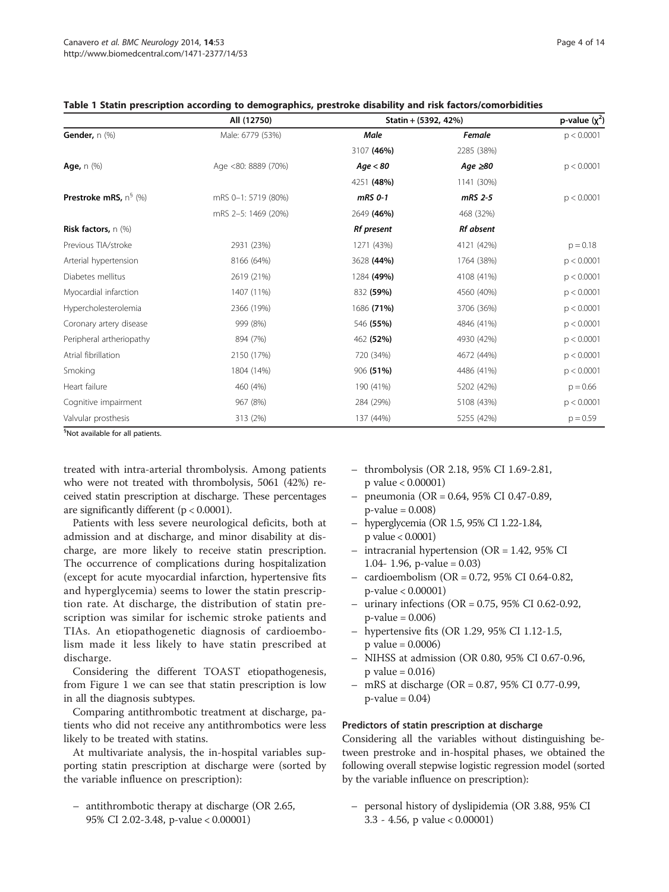**Table 1 Statin prescription according to demographics, prestroke disability and risk factors/comorbidities**

| | All (12750) | Statin + (5392, 42%) | | p-value ($\chi^2$) |
|---|---|---|---|---|
| **Gender,** n (%) | Male: 6779 (53%) | ***Male*** | ***Female*** | p < 0.0001 |
| | | 3107 **(46%)** | 2285 (38%) | |
| **Age,** n (%) | Age <80: 8889 (70%) | ***Age < 80*** | ***Age ≥80*** | p < 0.0001 |
| | | 4251 **(48%)** | 1141 (30%) | |
| **Prestroke mRS,** n[§] (%) | mRS 0–1: 5719 (80%) | ***mRS 0-1*** | ***mRS 2-5*** | p < 0.0001 |
| | mRS 2–5: 1469 (20%) | 2649 **(46%)** | 468 (32%) | |
| **Risk factors,** n (%) | | ***Rf present*** | ***Rf absent*** | |
| Previous TIA/stroke | 2931 (23%) | 1271 (43%) | 4121 (42%) | p = 0.18 |
| Arterial hypertension | 8166 (64%) | 3628 **(44%)** | 1764 (38%) | p < 0.0001 |
| Diabetes mellitus | 2619 (21%) | 1284 **(49%)** | 4108 (41%) | p < 0.0001 |
| Myocardial infarction | 1407 (11%) | 832 **(59%)** | 4560 (40%) | p < 0.0001 |
| Hypercholesterolemia | 2366 (19%) | 1686 **(71%)** | 3706 (36%) | p < 0.0001 |
| Coronary artery disease | 999 (8%) | 546 **(55%)** | 4846 (41%) | p < 0.0001 |
| Peripheral artheriopathy | 894 (7%) | 462 **(52%)** | 4930 (42%) | p < 0.0001 |
| Atrial fibrillation | 2150 (17%) | 720 (34%) | 4672 (44%) | p < 0.0001 |
| Smoking | 1804 (14%) | 906 **(51%)** | 4486 (41%) | p < 0.0001 |
| Heart failure | 460 (4%) | 190 (41%) | 5202 (42%) | p = 0.66 |
| Cognitive impairment | 967 (8%) | 284 (29%) | 5108 (43%) | p < 0.0001 |
| Valvular prosthesis | 313 (2%) | 137 (44%) | 5255 (42%) | p = 0.59 |

[§]Not available for all patients.

treated with intra-arterial thrombolysis. Among patients who were not treated with thrombolysis, 5061 (42%) received statin prescription at discharge. These percentages are significantly different (p < 0.0001).

Patients with less severe neurological deficits, both at admission and at discharge, and minor disability at discharge, are more likely to receive statin prescription. The occurrence of complications during hospitalization (except for acute myocardial infarction, hypertensive fits and hyperglycemia) seems to lower the statin prescription rate. At discharge, the distribution of statin prescription was similar for ischemic stroke patients and TIAs. An etiopathogenetic diagnosis of cardioembolism made it less likely to have statin prescribed at discharge.

Considering the different TOAST etiopathogenesis, from Figure 1 we can see that statin prescription is low in all the diagnosis subtypes.

Comparing antithrombotic treatment at discharge, patients who did not receive any antithrombotics were less likely to be treated with statins.

At multivariate analysis, the in-hospital variables supporting statin prescription at discharge were (sorted by the variable influence on prescription):

– antithrombotic therapy at discharge (OR 2.65, 95% CI 2.02-3.48, p-value < 0.00001)
– thrombolysis (OR 2.18, 95% CI 1.69-2.81, p value < 0.00001)
– pneumonia (OR = 0.64, 95% CI 0.47-0.89, p-value = 0.008)
– hyperglycemia (OR 1.5, 95% CI 1.22-1.84, p value < 0.0001)
– intracranial hypertension (OR = 1.42, 95% CI 1.04- 1.96, p-value = 0.03)
– cardioembolism (OR = 0.72, 95% CI 0.64-0.82, p-value < 0.00001)
– urinary infections (OR = 0.75, 95% CI 0.62-0.92, p-value = 0.006)
– hypertensive fits (OR 1.29, 95% CI 1.12-1.5, p value = 0.0006)
– NIHSS at admission (OR 0.80, 95% CI 0.67-0.96, p value = 0.016)
– mRS at discharge (OR = 0.87, 95% CI 0.77-0.99, p-value = 0.04)

#### Predictors of statin prescription at discharge

Considering all the variables without distinguishing between prestroke and in-hospital phases, we obtained the following overall stepwise logistic regression model (sorted by the variable influence on prescription):

– personal history of dyslipidemia (OR 3.88, 95% CI 3.3 - 4.56, p value < 0.00001)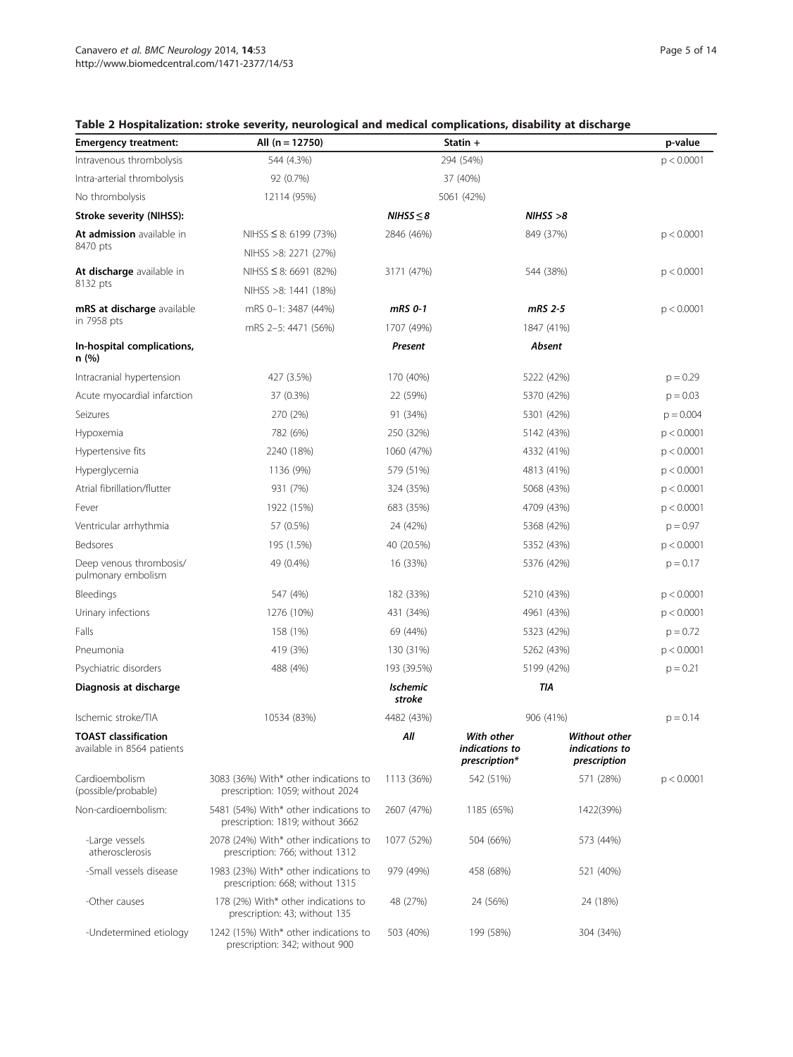**Table 2 Hospitalization: stroke severity, neurological and medical complications, disability at discharge**

| Emergency treatment: | All (n = 12750) | Statin + | | | p-value |
|---|---|---|---|---|---|
| Intravenous thrombolysis | 544 (4.3%) | 294 (54%) | | | p < 0.0001 |
| Intra-arterial thrombolysis | 92 (0.7%) | 37 (40%) | | | |
| No thrombolysis | 12114 (95%) | 5061 (42%) | | | |
| **Stroke severity (NIHSS):** | | ***NIHSS ≤ 8*** | ***NIHSS >8*** | | |
| **At admission** available in 8470 pts | NIHSS ≤ 8: 6199 (73%)<br>NIHSS >8: 2271 (27%) | 2846 (46%) | 849 (37%) | | p < 0.0001 |
| **At discharge** available in 8132 pts | NIHSS ≤ 8: 6691 (82%)<br>NIHSS >8: 1441 (18%) | 3171 (47%) | 544 (38%) | | p < 0.0001 |
| **mRS at discharge** available in 7958 pts | mRS 0–1: 3487 (44%)<br>mRS 2–5: 4471 (56%) | ***mRS 0-1***<br>1707 (49%) | ***mRS 2-5***<br>1847 (41%) | | p < 0.0001 |
| **In-hospital complications, n (%)** | | ***Present*** | ***Absent*** | | |
| Intracranial hypertension | 427 (3.5%) | 170 (40%) | 5222 (42%) | | p = 0.29 |
| Acute myocardial infarction | 37 (0.3%) | 22 (59%) | 5370 (42%) | | p = 0.03 |
| Seizures | 270 (2%) | 91 (34%) | 5301 (42%) | | p = 0.004 |
| Hypoxemia | 782 (6%) | 250 (32%) | 5142 (43%) | | p < 0.0001 |
| Hypertensive fits | 2240 (18%) | 1060 (47%) | 4332 (41%) | | p < 0.0001 |
| Hyperglycemia | 1136 (9%) | 579 (51%) | 4813 (41%) | | p < 0.0001 |
| Atrial fibrillation/flutter | 931 (7%) | 324 (35%) | 5068 (43%) | | p < 0.0001 |
| Fever | 1922 (15%) | 683 (35%) | 4709 (43%) | | p < 0.0001 |
| Ventricular arrhythmia | 57 (0.5%) | 24 (42%) | 5368 (42%) | | p = 0.97 |
| Bedsores | 195 (1.5%) | 40 (20.5%) | 5352 (43%) | | p < 0.0001 |
| Deep venous thrombosis/ pulmonary embolism | 49 (0.4%) | 16 (33%) | 5376 (42%) | | p = 0.17 |
| Bleedings | 547 (4%) | 182 (33%) | 5210 (43%) | | p < 0.0001 |
| Urinary infections | 1276 (10%) | 431 (34%) | 4961 (43%) | | p < 0.0001 |
| Falls | 158 (1%) | 69 (44%) | 5323 (42%) | | p = 0.72 |
| Pneumonia | 419 (3%) | 130 (31%) | 5262 (43%) | | p < 0.0001 |
| Psychiatric disorders | 488 (4%) | 193 (39.5%) | 5199 (42%) | | p = 0.21 |
| **Diagnosis at discharge** | | ***Ischemic stroke*** | ***TIA*** | | |
| Ischemic stroke/TIA | 10534 (83%) | 4482 (43%) | 906 (41%) | | p = 0.14 |
| **TOAST classification** available in 8564 patients | | ***All*** | ***With other indications to prescription**** | ***Without other indications to prescription*** | |
| Cardioembolism (possible/probable) | 3083 (36%) With* other indications to prescription: 1059; without 2024 | 1113 (36%) | 542 (51%) | 571 (28%) | p < 0.0001 |
| Non-cardioembolism: | 5481 (54%) With* other indications to prescription: 1819; without 3662 | 2607 (47%) | 1185 (65%) | 1422(39%) | |
| -Large vessels atherosclerosis | 2078 (24%) With* other indications to prescription: 766; without 1312 | 1077 (52%) | 504 (66%) | 573 (44%) | |
| -Small vessels disease | 1983 (23%) With* other indications to prescription: 668; without 1315 | 979 (49%) | 458 (68%) | 521 (40%) | |
| -Other causes | 178 (2%) With* other indications to prescription: 43; without 135 | 48 (27%) | 24 (56%) | 24 (18%) | |
| -Undetermined etiology | 1242 (15%) With* other indications to prescription: 342; without 900 | 503 (40%) | 199 (58%) | 304 (34%) | |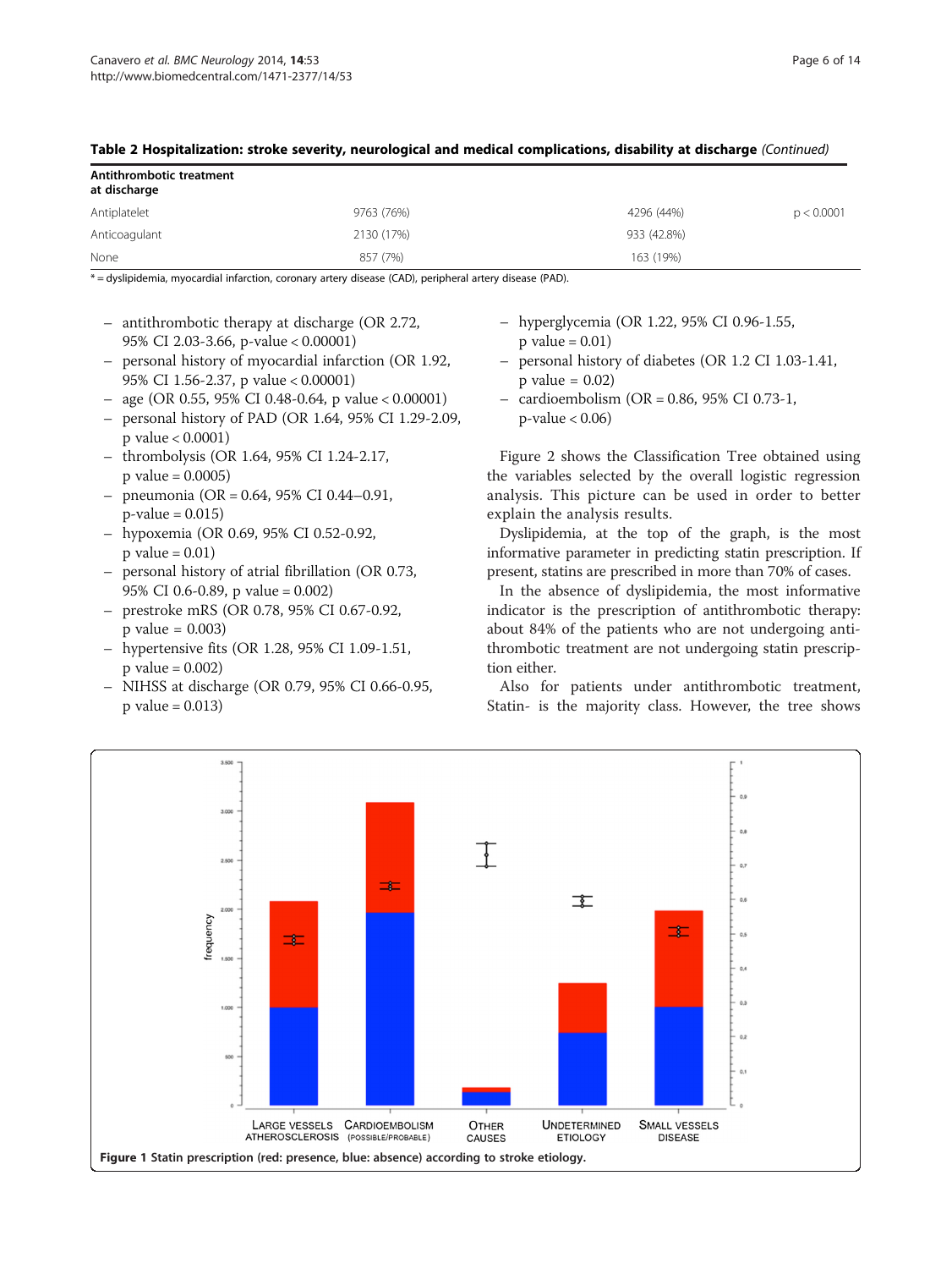**Table 2 Hospitalization: stroke severity, neurological and medical complications, disability at discharge** *(Continued)*

| Antithrombotic treatment at discharge | | | |
|---|---|---|---|
| Antiplatelet | 9763 (76%) | 4296 (44%) | p < 0.0001 |
| Anticoagulant | 2130 (17%) | 933 (42.8%) | |
| None | 857 (7%) | 163 (19%) | |

* = dyslipidemia, myocardial infarction, coronary artery disease (CAD), peripheral artery disease (PAD).

- antithrombotic therapy at discharge (OR 2.72, 95% CI 2.03-3.66, p-value < 0.00001)
- personal history of myocardial infarction (OR 1.92, 95% CI 1.56-2.37, p value < 0.00001)
- age (OR 0.55, 95% CI 0.48-0.64, p value < 0.00001)
- personal history of PAD (OR 1.64, 95% CI 1.29-2.09, p value < 0.0001)
- thrombolysis (OR 1.64, 95% CI 1.24-2.17, p value = 0.0005)
- pneumonia (OR = 0.64, 95% CI 0.44–0.91, p-value = 0.015)
- hypoxemia (OR 0.69, 95% CI 0.52-0.92, p value = 0.01)
- personal history of atrial fibrillation (OR 0.73, 95% CI 0.6-0.89, p value = 0.002)
- prestroke mRS (OR 0.78, 95% CI 0.67-0.92, p value = 0.003)
- hypertensive fits (OR 1.28, 95% CI 1.09-1.51, p value = 0.002)
- NIHSS at discharge (OR 0.79, 95% CI 0.66-0.95, p value = 0.013)
- hyperglycemia (OR 1.22, 95% CI 0.96-1.55, p value = 0.01)
- personal history of diabetes (OR 1.2 CI 1.03-1.41, p value = 0.02)
- cardioembolism (OR = 0.86, 95% CI 0.73-1, p-value < 0.06)

Figure 2 shows the Classification Tree obtained using the variables selected by the overall logistic regression analysis. This picture can be used in order to better explain the analysis results.

Dyslipidemia, at the top of the graph, is the most informative parameter in predicting statin prescription. If present, statins are prescribed in more than 70% of cases.

In the absence of dyslipidemia, the most informative indicator is the prescription of antithrombotic therapy: about 84% of the patients who are not undergoing antithrombotic treatment are not undergoing statin prescription either.

Also for patients under antithrombotic treatment, Statin- is the majority class. However, the tree shows

**Figure 1** Statin prescription (red: presence, blue: absence) according to stroke etiology.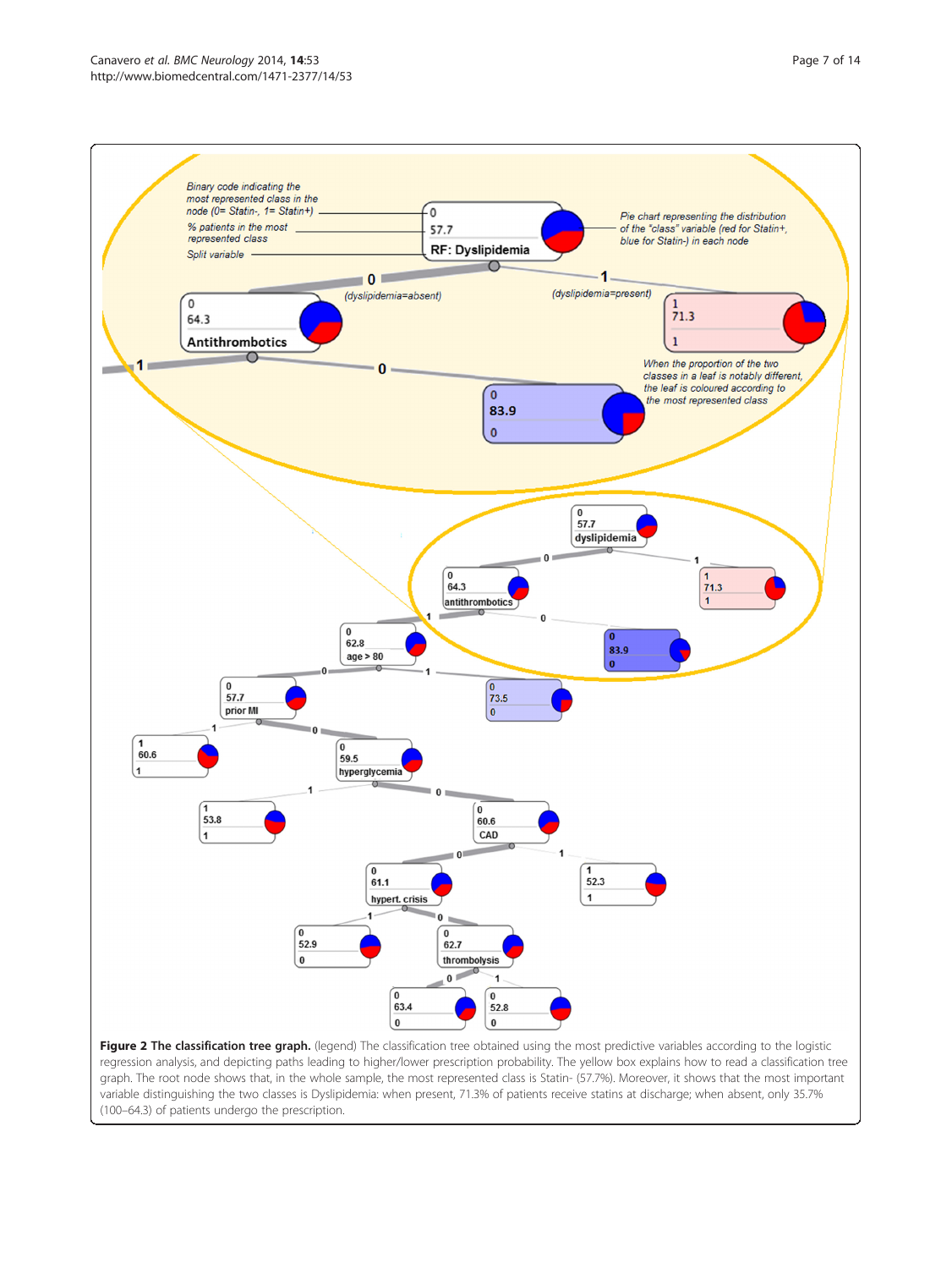**Figure 2 The classification tree graph.** (legend) The classification tree obtained using the most predictive variables according to the logistic regression analysis, and depicting paths leading to higher/lower prescription probability. The yellow box explains how to read a classification tree graph. The root node shows that, in the whole sample, the most represented class is Statin- (57.7%). Moreover, it shows that the most important variable distinguishing the two classes is Dyslipidemia: when present, 71.3% of patients receive statins at discharge; when absent, only 35.7% (100–64.3) of patients undergo the prescription.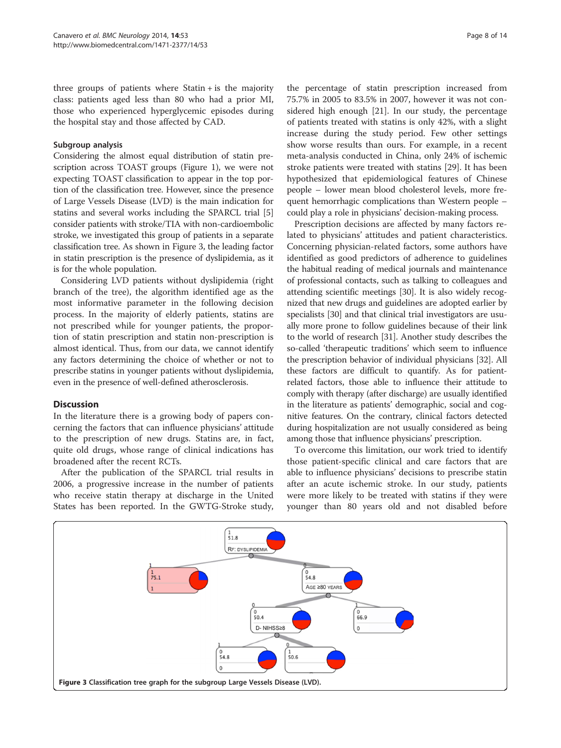three groups of patients where Statin + is the majority class: patients aged less than 80 who had a prior MI, those who experienced hyperglycemic episodes during the hospital stay and those affected by CAD.

### Subgroup analysis

Considering the almost equal distribution of statin prescription across TOAST groups (Figure 1), we were not expecting TOAST classification to appear in the top portion of the classification tree. However, since the presence of Large Vessels Disease (LVD) is the main indication for statins and several works including the SPARCL trial [5] consider patients with stroke/TIA with non-cardioembolic stroke, we investigated this group of patients in a separate classification tree. As shown in Figure 3, the leading factor in statin prescription is the presence of dyslipidemia, as it is for the whole population.

Considering LVD patients without dyslipidemia (right branch of the tree), the algorithm identified age as the most informative parameter in the following decision process. In the majority of elderly patients, statins are not prescribed while for younger patients, the proportion of statin prescription and statin non-prescription is almost identical. Thus, from our data, we cannot identify any factors determining the choice of whether or not to prescribe statins in younger patients without dyslipidemia, even in the presence of well-defined atherosclerosis.

## Discussion

In the literature there is a growing body of papers concerning the factors that can influence physicians' attitude to the prescription of new drugs. Statins are, in fact, quite old drugs, whose range of clinical indications has broadened after the recent RCTs.

After the publication of the SPARCL trial results in 2006, a progressive increase in the number of patients who receive statin therapy at discharge in the United States has been reported. In the GWTG-Stroke study, the percentage of statin prescription increased from 75.7% in 2005 to 83.5% in 2007, however it was not considered high enough [21]. In our study, the percentage of patients treated with statins is only 42%, with a slight increase during the study period. Few other settings show worse results than ours. For example, in a recent meta-analysis conducted in China, only 24% of ischemic stroke patients were treated with statins [29]. It has been hypothesized that epidemiological features of Chinese people – lower mean blood cholesterol levels, more frequent hemorrhagic complications than Western people – could play a role in physicians' decision-making process.

Prescription decisions are affected by many factors related to physicians' attitudes and patient characteristics. Concerning physician-related factors, some authors have identified as good predictors of adherence to guidelines the habitual reading of medical journals and maintenance of professional contacts, such as talking to colleagues and attending scientific meetings [30]. It is also widely recognized that new drugs and guidelines are adopted earlier by specialists [30] and that clinical trial investigators are usually more prone to follow guidelines because of their link to the world of research [31]. Another study describes the so-called 'therapeutic traditions' which seem to influence the prescription behavior of individual physicians [32]. All these factors are difficult to quantify. As for patient-related factors, those able to influence their attitude to comply with therapy (after discharge) are usually identified in the literature as patients' demographic, social and cognitive features. On the contrary, clinical factors detected during hospitalization are not usually considered as being among those that influence physicians' prescription.

To overcome this limitation, our work tried to identify those patient-specific clinical and care factors that are able to influence physicians' decisions to prescribe statin after an acute ischemic stroke. In our study, patients were more likely to be treated with statins if they were younger than 80 years old and not disabled before

**Figure 3** Classification tree graph for the subgroup Large Vessels Disease (LVD).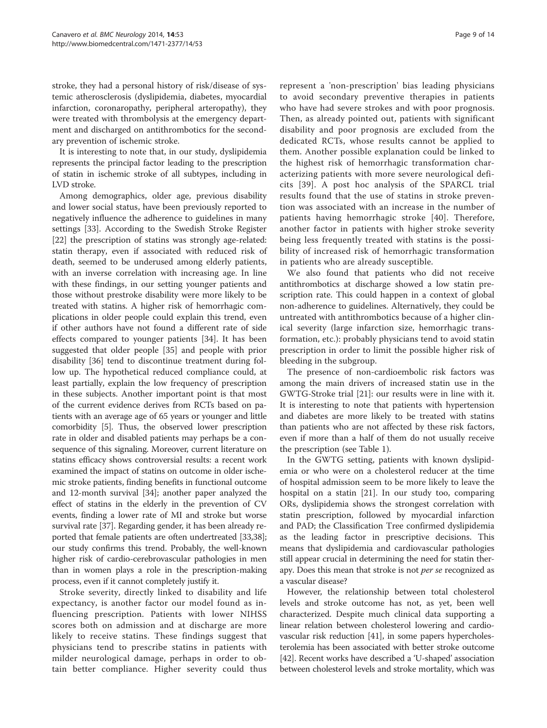stroke, they had a personal history of risk/disease of systemic atherosclerosis (dyslipidemia, diabetes, myocardial infarction, coronaropathy, peripheral arteropathy), they were treated with thrombolysis at the emergency department and discharged on antithrombotics for the secondary prevention of ischemic stroke.

It is interesting to note that, in our study, dyslipidemia represents the principal factor leading to the prescription of statin in ischemic stroke of all subtypes, including in LVD stroke.

Among demographics, older age, previous disability and lower social status, have been previously reported to negatively influence the adherence to guidelines in many settings [33]. According to the Swedish Stroke Register [22] the prescription of statins was strongly age-related: statin therapy, even if associated with reduced risk of death, seemed to be underused among elderly patients, with an inverse correlation with increasing age. In line with these findings, in our setting younger patients and those without prestroke disability were more likely to be treated with statins. A higher risk of hemorrhagic complications in older people could explain this trend, even if other authors have not found a different rate of side effects compared to younger patients [34]. It has been suggested that older people [35] and people with prior disability [36] tend to discontinue treatment during follow up. The hypothetical reduced compliance could, at least partially, explain the low frequency of prescription in these subjects. Another important point is that most of the current evidence derives from RCTs based on patients with an average age of 65 years or younger and little comorbidity [5]. Thus, the observed lower prescription rate in older and disabled patients may perhaps be a consequence of this signaling. Moreover, current literature on statins efficacy shows controversial results: a recent work examined the impact of statins on outcome in older ischemic stroke patients, finding benefits in functional outcome and 12-month survival [34]; another paper analyzed the effect of statins in the elderly in the prevention of CV events, finding a lower rate of MI and stroke but worse survival rate [37]. Regarding gender, it has been already reported that female patients are often undertreated [33,38]; our study confirms this trend. Probably, the well-known higher risk of cardio-cerebrovascular pathologies in men than in women plays a role in the prescription-making process, even if it cannot completely justify it.

Stroke severity, directly linked to disability and life expectancy, is another factor our model found as influencing prescription. Patients with lower NIHSS scores both on admission and at discharge are more likely to receive statins. These findings suggest that physicians tend to prescribe statins in patients with milder neurological damage, perhaps in order to obtain better compliance. Higher severity could thus represent a 'non-prescription' bias leading physicians to avoid secondary preventive therapies in patients who have had severe strokes and with poor prognosis. Then, as already pointed out, patients with significant disability and poor prognosis are excluded from the dedicated RCTs, whose results cannot be applied to them. Another possible explanation could be linked to the highest risk of hemorrhagic transformation characterizing patients with more severe neurological deficits [39]. A post hoc analysis of the SPARCL trial results found that the use of statins in stroke prevention was associated with an increase in the number of patients having hemorrhagic stroke [40]. Therefore, another factor in patients with higher stroke severity being less frequently treated with statins is the possibility of increased risk of hemorrhagic transformation in patients who are already susceptible.

We also found that patients who did not receive antithrombotics at discharge showed a low statin prescription rate. This could happen in a context of global non-adherence to guidelines. Alternatively, they could be untreated with antithrombotics because of a higher clinical severity (large infarction size, hemorrhagic transformation, etc.): probably physicians tend to avoid statin prescription in order to limit the possible higher risk of bleeding in the subgroup.

The presence of non-cardioembolic risk factors was among the main drivers of increased statin use in the GWTG-Stroke trial [21]: our results were in line with it. It is interesting to note that patients with hypertension and diabetes are more likely to be treated with statins than patients who are not affected by these risk factors, even if more than a half of them do not usually receive the prescription (see Table 1).

In the GWTG setting, patients with known dyslipidemia or who were on a cholesterol reducer at the time of hospital admission seem to be more likely to leave the hospital on a statin [21]. In our study too, comparing ORs, dyslipidemia shows the strongest correlation with statin prescription, followed by myocardial infarction and PAD; the Classification Tree confirmed dyslipidemia as the leading factor in prescriptive decisions. This means that dyslipidemia and cardiovascular pathologies still appear crucial in determining the need for statin therapy. Does this mean that stroke is not *per se* recognized as a vascular disease?

However, the relationship between total cholesterol levels and stroke outcome has not, as yet, been well characterized. Despite much clinical data supporting a linear relation between cholesterol lowering and cardiovascular risk reduction [41], in some papers hypercholesterolemia has been associated with better stroke outcome [42]. Recent works have described a 'U-shaped' association between cholesterol levels and stroke mortality, which was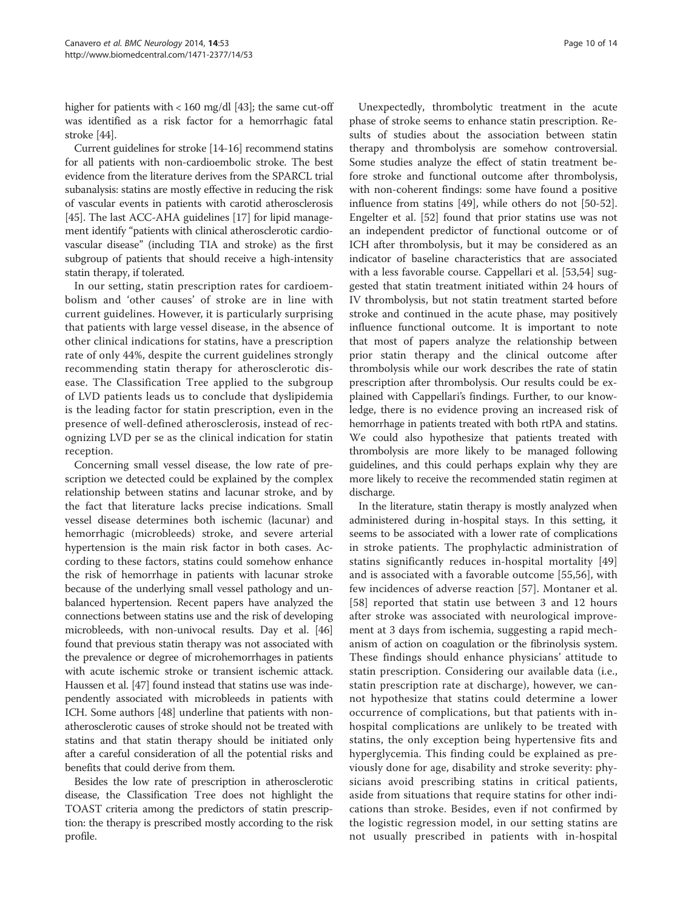higher for patients with < 160 mg/dl [43]; the same cut-off was identified as a risk factor for a hemorrhagic fatal stroke [44].

Current guidelines for stroke [14-16] recommend statins for all patients with non-cardioembolic stroke. The best evidence from the literature derives from the SPARCL trial subanalysis: statins are mostly effective in reducing the risk of vascular events in patients with carotid atherosclerosis [45]. The last ACC-AHA guidelines [17] for lipid management identify "patients with clinical atherosclerotic cardiovascular disease" (including TIA and stroke) as the first subgroup of patients that should receive a high-intensity statin therapy, if tolerated.

In our setting, statin prescription rates for cardioembolism and 'other causes' of stroke are in line with current guidelines. However, it is particularly surprising that patients with large vessel disease, in the absence of other clinical indications for statins, have a prescription rate of only 44%, despite the current guidelines strongly recommending statin therapy for atherosclerotic disease. The Classification Tree applied to the subgroup of LVD patients leads us to conclude that dyslipidemia is the leading factor for statin prescription, even in the presence of well-defined atherosclerosis, instead of recognizing LVD per se as the clinical indication for statin reception.

Concerning small vessel disease, the low rate of prescription we detected could be explained by the complex relationship between statins and lacunar stroke, and by the fact that literature lacks precise indications. Small vessel disease determines both ischemic (lacunar) and hemorrhagic (microbleeds) stroke, and severe arterial hypertension is the main risk factor in both cases. According to these factors, statins could somehow enhance the risk of hemorrhage in patients with lacunar stroke because of the underlying small vessel pathology and unbalanced hypertension. Recent papers have analyzed the connections between statins use and the risk of developing microbleeds, with non-univocal results. Day et al. [46] found that previous statin therapy was not associated with the prevalence or degree of microhemorrhages in patients with acute ischemic stroke or transient ischemic attack. Haussen et al. [47] found instead that statins use was independently associated with microbleeds in patients with ICH. Some authors [48] underline that patients with non-atherosclerotic causes of stroke should not be treated with statins and that statin therapy should be initiated only after a careful consideration of all the potential risks and benefits that could derive from them.

Besides the low rate of prescription in atherosclerotic disease, the Classification Tree does not highlight the TOAST criteria among the predictors of statin prescription: the therapy is prescribed mostly according to the risk profile.

Unexpectedly, thrombolytic treatment in the acute phase of stroke seems to enhance statin prescription. Results of studies about the association between statin therapy and thrombolysis are somehow controversial. Some studies analyze the effect of statin treatment before stroke and functional outcome after thrombolysis, with non-coherent findings: some have found a positive influence from statins [49], while others do not [50-52]. Engelter et al. [52] found that prior statins use was not an independent predictor of functional outcome or of ICH after thrombolysis, but it may be considered as an indicator of baseline characteristics that are associated with a less favorable course. Cappellari et al. [53,54] suggested that statin treatment initiated within 24 hours of IV thrombolysis, but not statin treatment started before stroke and continued in the acute phase, may positively influence functional outcome. It is important to note that most of papers analyze the relationship between prior statin therapy and the clinical outcome after thrombolysis while our work describes the rate of statin prescription after thrombolysis. Our results could be explained with Cappellari's findings. Further, to our knowledge, there is no evidence proving an increased risk of hemorrhage in patients treated with both rtPA and statins. We could also hypothesize that patients treated with thrombolysis are more likely to be managed following guidelines, and this could perhaps explain why they are more likely to receive the recommended statin regimen at discharge.

In the literature, statin therapy is mostly analyzed when administered during in-hospital stays. In this setting, it seems to be associated with a lower rate of complications in stroke patients. The prophylactic administration of statins significantly reduces in-hospital mortality [49] and is associated with a favorable outcome [55,56], with few incidences of adverse reaction [57]. Montaner et al. [58] reported that statin use between 3 and 12 hours after stroke was associated with neurological improvement at 3 days from ischemia, suggesting a rapid mechanism of action on coagulation or the fibrinolysis system. These findings should enhance physicians' attitude to statin prescription. Considering our available data (i.e., statin prescription rate at discharge), however, we cannot hypothesize that statins could determine a lower occurrence of complications, but that patients with in-hospital complications are unlikely to be treated with statins, the only exception being hypertensive fits and hyperglycemia. This finding could be explained as previously done for age, disability and stroke severity: physicians avoid prescribing statins in critical patients, aside from situations that require statins for other indications than stroke. Besides, even if not confirmed by the logistic regression model, in our setting statins are not usually prescribed in patients with in-hospital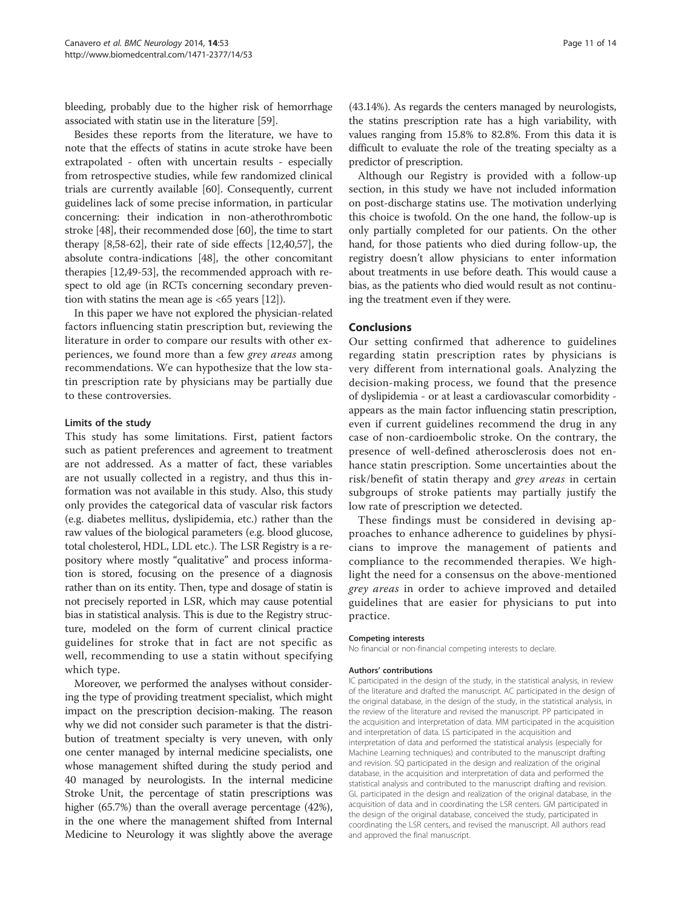bleeding, probably due to the higher risk of hemorrhage associated with statin use in the literature [59].

Besides these reports from the literature, we have to note that the effects of statins in acute stroke have been extrapolated - often with uncertain results - especially from retrospective studies, while few randomized clinical trials are currently available [60]. Consequently, current guidelines lack of some precise information, in particular concerning: their indication in non-atherothrombotic stroke [48], their recommended dose [60], the time to start therapy [8,58-62], their rate of side effects [12,40,57], the absolute contra-indications [48], the other concomitant therapies [12,49-53], the recommended approach with respect to old age (in RCTs concerning secondary prevention with statins the mean age is <65 years [12]).

In this paper we have not explored the physician-related factors influencing statin prescription but, reviewing the literature in order to compare our results with other experiences, we found more than a few *grey areas* among recommendations. We can hypothesize that the low statin prescription rate by physicians may be partially due to these controversies.

#### Limits of the study

This study has some limitations. First, patient factors such as patient preferences and agreement to treatment are not addressed. As a matter of fact, these variables are not usually collected in a registry, and thus this information was not available in this study. Also, this study only provides the categorical data of vascular risk factors (e.g. diabetes mellitus, dyslipidemia, etc.) rather than the raw values of the biological parameters (e.g. blood glucose, total cholesterol, HDL, LDL etc.). The LSR Registry is a repository where mostly "qualitative" and process information is stored, focusing on the presence of a diagnosis rather than on its entity. Then, type and dosage of statin is not precisely reported in LSR, which may cause potential bias in statistical analysis. This is due to the Registry structure, modeled on the form of current clinical practice guidelines for stroke that in fact are not specific as well, recommending to use a statin without specifying which type.

Moreover, we performed the analyses without considering the type of providing treatment specialist, which might impact on the prescription decision-making. The reason why we did not consider such parameter is that the distribution of treatment specialty is very uneven, with only one center managed by internal medicine specialists, one whose management shifted during the study period and 40 managed by neurologists. In the internal medicine Stroke Unit, the percentage of statin prescriptions was higher (65.7%) than the overall average percentage (42%), in the one where the management shifted from Internal Medicine to Neurology it was slightly above the average (43.14%). As regards the centers managed by neurologists, the statins prescription rate has a high variability, with values ranging from 15.8% to 82.8%. From this data it is difficult to evaluate the role of the treating specialty as a predictor of prescription.

Although our Registry is provided with a follow-up section, in this study we have not included information on post-discharge statins use. The motivation underlying this choice is twofold. On the one hand, the follow-up is only partially completed for our patients. On the other hand, for those patients who died during follow-up, the registry doesn't allow physicians to enter information about treatments in use before death. This would cause a bias, as the patients who died would result as not continuing the treatment even if they were.

## Conclusions

Our setting confirmed that adherence to guidelines regarding statin prescription rates by physicians is very different from international goals. Analyzing the decision-making process, we found that the presence of dyslipidemia - or at least a cardiovascular comorbidity - appears as the main factor influencing statin prescription, even if current guidelines recommend the drug in any case of non-cardioembolic stroke. On the contrary, the presence of well-defined atherosclerosis does not enhance statin prescription. Some uncertainties about the risk/benefit of statin therapy and *grey areas* in certain subgroups of stroke patients may partially justify the low rate of prescription we detected.

These findings must be considered in devising approaches to enhance adherence to guidelines by physicians to improve the management of patients and compliance to the recommended therapies. We highlight the need for a consensus on the above-mentioned *grey areas* in order to achieve improved and detailed guidelines that are easier for physicians to put into practice.

#### Competing interests

No financial or non-financial competing interests to declare.

#### Authors' contributions

IC participated in the design of the study, in the statistical analysis, in review of the literature and drafted the manuscript. AC participated in the design of the original database, in the design of the study, in the statistical analysis, in the review of the literature and revised the manuscript. PP participated in the acquisition and interpretation of data. MM participated in the acquisition and interpretation of data. LS participated in the acquisition and interpretation of data and performed the statistical analysis (especially for Machine Learning techniques) and contributed to the manuscript drafting and revision. SQ participated in the design and realization of the original database, in the acquisition and interpretation of data and performed the statistical analysis and contributed to the manuscript drafting and revision. GL participated in the design and realization of the original database, in the acquisition of data and in coordinating the LSR centers. GM participated in the design of the original database, conceived the study, participated in coordinating the LSR centers, and revised the manuscript. All authors read and approved the final manuscript.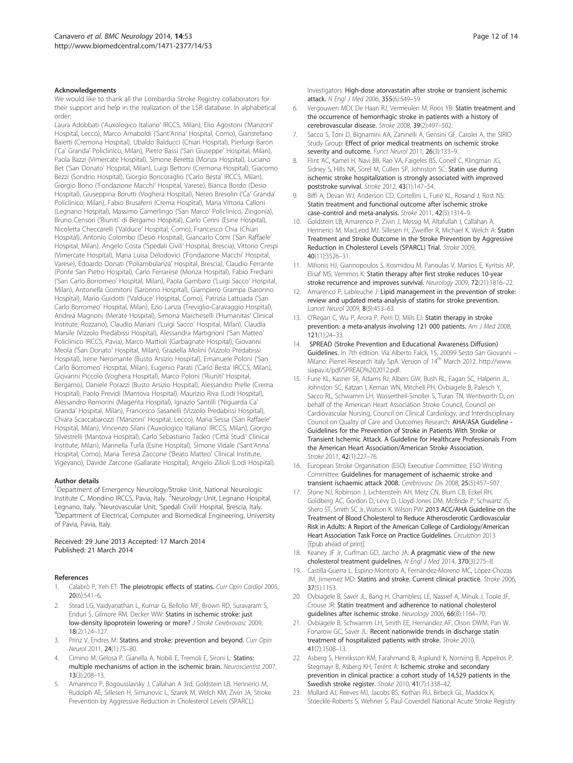## Acknowledgements

We would like to thank all the Lombardia Stroke Registry collaborators for their support and help in the realization of the LSR database. In alphabetical order:

Laura Adobbati ('Auxologico Italiano' IRCCS, Milan), Elio Agostoni ('Manzoni' Hospital, Lecco), Marco Arnaboldi ('Sant'Anna' Hospital, Como), Gianstefano Baietti (Cremona Hospital), Ubaldo Balducci (Chiari Hospital), Pierluigi Baron ('Ca' Granda' Policlinico, Milan), Pietro Bassi ('San Giuseppe' Hospital, Milan), Paola Bazzi (Vimercate Hospital), Simone Beretta (Monza Hospital), Luciano Bet ('San Donato' Hospital, Milan), Luigi Bettoni (Cremona Hospital), Giacomo Bezzi (Sondrio Hospital), Giorgio Boncoraglio ('Carlo Besta' IRCCS, Milan), Giorgio Bono ('Fondazione Macchi' Hospital, Varese), Bianca Bordo (Desio Hospital), Giuseppina Borutti (Voghera Hospital), Nereo Bresolin ('Ca' Granda' Policlinico, Milan), Fabio Brusaferri (Crema Hospital), Maria Vittoria Calloni (Legnano Hospital), Massimo Camerlingo ('San Marco' Policlinico, Zingonia), Bruno Censori ('Riuniti' di Bergamo Hospital), Carlo Cerini (Esine Hospital), Nicoletta Checcarelli ('Valduce' Hospital, Como), Francesco Chia (Chiari Hospital), Antonio Colombo (Desio Hospital), Giancarlo Comi ('San Raffaele' Hospital, Milan), Angelo Costa ('Spedali Civili' Hospital, Brescia), Vittorio Crespi (Vimercate Hospital), Maria Luisa Delodovici ('Fondazione Macchi' Hospital, Varese), Edoardo Donati ('Poliambulanza' Hospital, Brescia), Claudio Ferrante (Ponte San Pietro Hospital), Carlo Ferrarese (Monza Hospital), Fabio Frediani ('San Carlo Borromeo' Hospital, Milan), Paola Gambaro ('Luigi Sacco' Hospital, Milan), Antonella Gomitoni (Saronno Hospital), Giampiero Grampa (Saronno Hospital), Mario Guidotti ('Valduce' Hospital, Como), Patrizia Lattuada ('San Carlo Borromeo' Hospital, Milan), Ezio Lanza (Treviglio-Caravaggio Hospital), Andrea Magnoni (Merate Hospital), Simona Marcheselli ('Humanitas' Clinical Institute, Rozzano), Claudio Mariani ('Luigi Sacco' Hospital, Milan), Claudia Marsile (Vizzolo Predabissi Hospital), Alessandra Martignoni ('San Matteo' Policlinico IRCCS, Pavia), Marco Mattioli (Garbagnate Hospital), Giovanni Meola ('San Donato' Hospital, Milan), Graziella Molini (Vizzolo Predabissi Hospital), Irene Neromante (Busto Arsizio Hospital), Emanuele Poloni ('San Carlo Borromeo' Hospital, Milan), Eugenio Parati ('Carlo Besta' IRCCS, Milan), Giovanni Piccolo (Voghera Hospital), Marco Poloni ('Riuniti' Hospital, Bergamo), Daniele Porazzi (Busto Arsizio Hospital), Alessandro Prelle (Crema Hospital), Paolo Previdi (Mantova Hospital), Maurizio Riva (Lodi Hospital), Alessandro Romorini (Magenta Hospital), Ignazio Santilli ('Niguarda Ca' Granda' Hospital, Milan), Francesco Sasanelli (Vizzolo Predabissi Hospital), Chiara Scaccabarozzi ('Manzoni' Hospital, Lecco), Maria Sessa ('San Raffaele' Hospital, Milan), Vincenzo Silani ('Auxologico Italiano' IRCCS, Milan), Giorgio Silvestrelli (Mantova Hospital), Carlo Sebastiano Tadeo ('Città Studi' Clinical Institute, Milan), Marinella Turla (Esine Hospital), Simone Vidale ('Sant'Anna' Hospital, Como), Maria Teresa Zaccone ('Beato Matteo' Clinical Institute, Vigevano), Davide Zarcone (Gallarate Hospital), Angelo Zilioli (Lodi Hospital).

## Author details

[1]Department of Emergency Neurology/Stroke Unit, National Neurologic Institute C. Mondino IRCCS, Pavia, Italy. [2]Neurology Unit, Legnano Hospital, Legnano, Italy. [3]Neurovascular Unit, 'Spedali Civili' Hospital, Brescia, Italy. [4]Department of Electrical, Computer and Biomedical Engineering, University of Pavia, Pavia, Italy.

Received: 29 June 2013 Accepted: 17 March 2014
Published: 21 March 2014

## References

1. Calabrò P, Yeh ET: **The pleiotropic effects of statins.** *Curr Opin Cardiol* 2005, **20**(6):541–6.
2. Stead LG, Vaidyanathan L, Kumar G, Bellolio MF, Brown RD, Suravaram S, Enduri S, Gilmore RM, Decker WW: **Statins in ischemic stroke: just low-density lipoprotein lowering or more?** *J Stroke Cerebrovasc* 2009, **18**(2):124–127.
3. Prinz V, Endres M: **Statins and stroke: prevention and beyond.** *Curr Opin Neurol* 2011, **24**(1):75–80.
4. Cimino M, Gelosa P, Gianella A, Nobili E, Tremoli E, Sironi L: **Statins: multiple mechanisms of action in the ischemic brain.** *Neuroscientist* 2007, **13**(3):208–13.
5. Amarenco P, Bogousslavsky J, Callahan A 3rd, Goldstein LB, Hennerici M, Rudolph AE, Sillesen H, Simunovic L, Szarek M, Welch KM, Zivin JA, Stroke Prevention by Aggressive Reduction in Cholesterol Levels (SPARCL) Investigators: **High-dose atorvastatin after stroke or transient ischemic attack.** *N Engl J Med* 2006, **355**(6):549–59.
6. Vergouwen MDI, De Haan RJ, Vermeulen M, Roos YB: **Statin treatment and the occurrence of hemorrhagic stroke in patients with a history of cerebrovascular disease.** *Stroke* 2008, **39**(2):497–502.
7. Sacco S, Toni D, Bignamini AA, Zaninelli A, Gensini GF, Carolei A, the SIRIO Study Group: **Effect of prior medical treatments on ischemic stroke severity and outcome.** *Funct Neurol* 2011, **26**(3):133–9.
8. Flint AC, Kamel H, Navi BB, Rao VA, Faigeles BS, Conell C, Klingman JG, Sidney S, Hills NK, Sorel M, Cullen SP, Johnston SC: **Statin use during ischemic stroke hospitalization is strongly associated with improved poststroke survival.** *Stroke* 2012, **43**(1):147–54.
9. Biffi A, Devan WJ, Anderson CD, Cortellini L, Furie KL, Rosand J, Rost NS: **Statin treatment and functional outcome after ischemic stroke case–control and meta-analysis.** *Stroke* 2011, **42**(5):1314–9.
10. Goldstein LB, Amarenco P, Zivin J, Messig M, Altafullah I, Callahan A, Hennerici M, MacLeod MJ, Sillesen H, Zweifler R, Michael K, Welch A: **Statin Treatment and Stroke Outcome in the Stroke Prevention by Aggressive Reduction in Cholesterol Levels (SPARCL) Trial.** *Stroke* 2009, **40**(11):3526–31.
11. Milionis HJ, Giannopoulos S, Kosmidou M, Panoulas V, Manios E, Kyritsis AP, Elisaf MS, Vemmos K: **Statin therapy after first stroke reduces 10-year stroke recurrence and improves survival.** *Neurology* 2009, **72**(21):1816–22.
12. Amarenco P, Labreuche J: **Lipid management in the prevention of stroke: review and updated meta analysis of statins for stroke prevention.** *Lancet Neurol* 2009, **8**(5):453–63.
13. O'Regan C, Wu P, Arora P, Perri D, Mills EJ: **Statin therapy in stroke prevention: a meta-analysis involving 121 000 patients.** *Am J Med* 2008, **121**(1):24–33.
14. **SPREAD (Stroke Prevention and Educational Awareness Diffusion) Guidelines.** In 7th edition. Via Alberto Falck, 15, 20099 Sesto San Giovanni – Milano: Pierrel Research Italy SpA. Version of 14th March 2012. http://www.siapav.it/pdf/SPREAD%202012.pdf.
15. Furie KL, Kasner SE, Adams RJ, Albers GW, Bush RL, Fagan SC, Halperin JL, Johnston SC, Katzan I, Kernan WN, Mitchell PH, Ovbiagele B, Palesch Y, Sacco RL, Schwamm LH, Wassertheil-Smoller S, Turan TN, Wentworth D, on behalf of the American Heart Association Stroke Council, Council on Cardiovascular Nursing, Council on Clinical Cardiology, and Interdisciplinary Council on Quality of Care and Outcomes Research: **AHA/ASA Guideline - Guidelines for the Prevention of Stroke in Patients With Stroke or Transient Ischemic Attack. A Guideline for Healthcare Professionals From the American Heart Association/American Stroke Association.** *Stroke* 2011, **42**(1):227–76.
16. European Stroke Organisation (ESO) Executive Committee, ESO Writing Committee: **Guidelines for management of ischaemic stroke and transient ischaemic attack 2008.** *Cerebrovasc Dis* 2008, **25**(5):457–507.
17. Stone NJ, Robinson J, Lichtenstein AH, Merz CN, Blum CB, Eckel RH, Goldberg AC, Gordon D, Levy D, Lloyd-Jones DM, McBride P, Schwartz JS, Shero ST, Smith SC Jr, Watson K, Wilson PW: **2013 ACC/AHA Guideline on the Treatment of Blood Cholesterol to Reduce Atherosclerotic Cardiovascular Risk in Adults: A Report of the American College of Cardiology/American Heart Association Task Force on Practice Guidelines.** *Circulation* 2013 [Epub ahead of print].
18. Keaney JF Jr, Curfman GD, Jarcho JA: **A pragmatic view of the new cholesterol treatment guidelines.** *N Engl J Med* 2014, **370**(3):275–8.
19. Castilla-Guerra L, Espino-Montoro A, Fernández-Moreno MC, López-Chozas JM, Jimernez MD: **Statins and stroke. Current clinical practice.** *Stroke* 2006, **37**(5):1153.
20. Ovbiagele B, Saver JL, Bang H, Chambless LE, Nassief A, Minuk J, Toole JF, Crouse JR: **Statin treatment and adherence to national cholesterol guidelines after ischemic stroke.** *Neurology* 2006, **66**(8):1164–70.
21. Ovbiagele B, Schwamm LH, Smith EE, Hernandez AF, Olson DWM, Pan W, Fonarow GC, Saver JL: **Recent nationwide trends in discharge statin treatment of hospitalized patients with stroke.** *Stroke* 2010, **41**(7):1508–13.
22. Asberg S, Henriksson KM, Farahmand B, Asplund K, Norrving B, Appelros P, Stegmayr B, Asberg KH, Terént A: **Ischemic stroke and secondary prevention in clinical practice: a cohort study of 14,529 patients in the Swedish stroke register.** *Stroke* 2010, **41**(7):1338–42.
23. Mullard AJ, Reeves MJ, Jacobs BS, Kothari RU, Birbeck GL, Maddox K, Stoeckle-Roberts S, Wehner S, Paul Coverdell National Acute Stroke Registry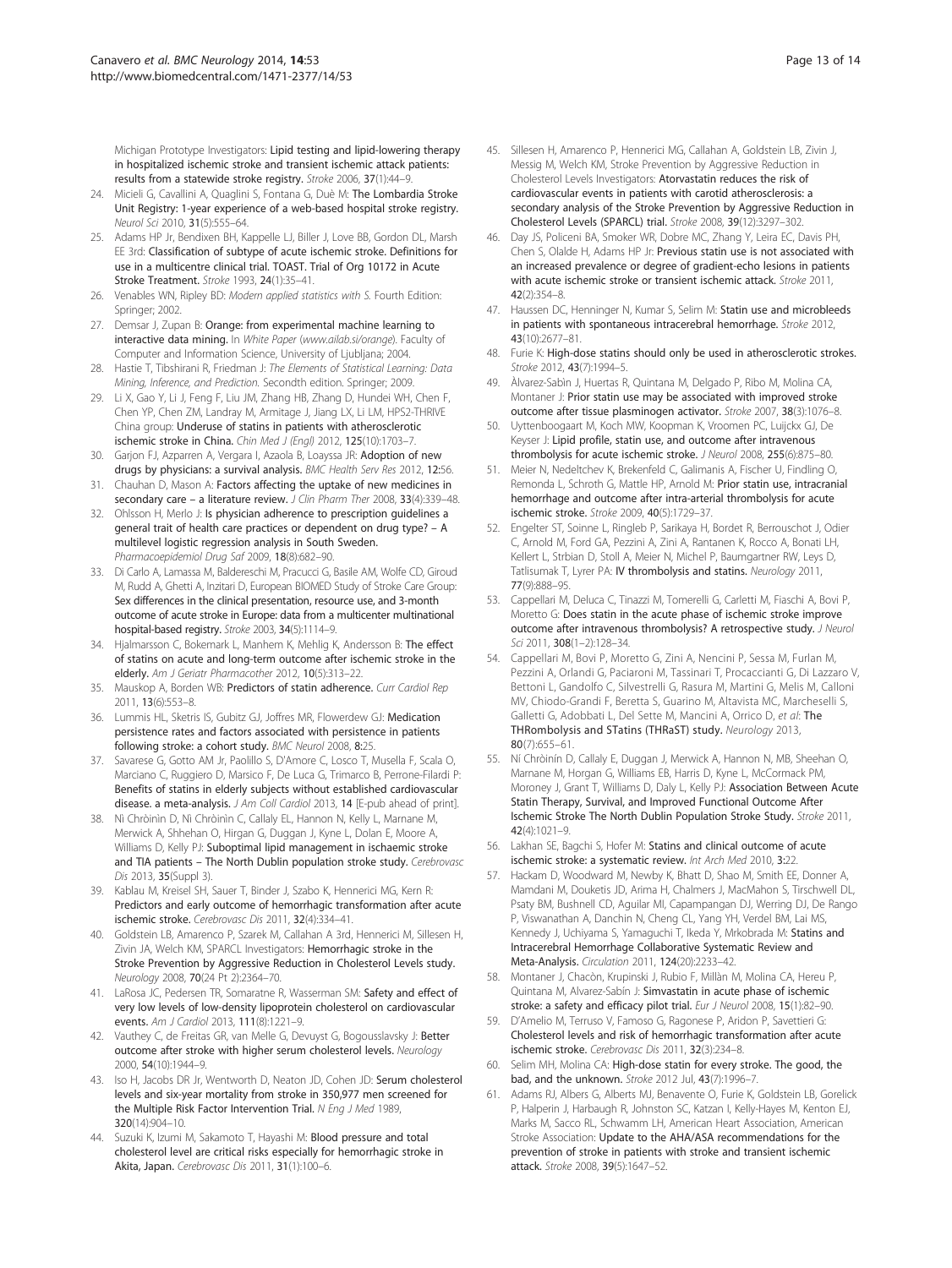Michigan Prototype Investigators: **Lipid testing and lipid-lowering therapy in hospitalized ischemic stroke and transient ischemic attack patients: results from a statewide stroke registry.** *Stroke* 2006, **37**(1):44–9.

24. Micieli G, Cavallini A, Quaglini S, Fontana G, Duè M: **The Lombardia Stroke Unit Registry: 1-year experience of a web-based hospital stroke registry.** *Neurol Sci* 2010, **31**(5):555–64.
25. Adams HP Jr, Bendixen BH, Kappelle LJ, Biller J, Love BB, Gordon DL, Marsh EE 3rd: **Classification of subtype of acute ischemic stroke. Definitions for use in a multicentre clinical trial. TOAST. Trial of Org 10172 in Acute Stroke Treatment.** *Stroke* 1993, **24**(1):35–41.
26. Venables WN, Ripley BD: *Modern applied statistics with S.* Fourth Edition: Springer; 2002.
27. Demsar J, Zupan B: **Orange: from experimental machine learning to interactive data mining.** In *White Paper* (*www.ailab.si/orange*). Faculty of Computer and Information Science, University of Ljubljana; 2004.
28. Hastie T, Tibshirani R, Friedman J: *The Elements of Statistical Learning: Data Mining, Inference, and Prediction.* Secondth edition. Springer; 2009.
29. Li X, Gao Y, Li J, Feng F, Liu JM, Zhang HB, Zhang D, Hundei WH, Chen F, Chen YP, Chen ZM, Landray M, Armitage J, Jiang LX, Li LM, HPS2-THRIVE China group: **Underuse of statins in patients with atherosclerotic ischemic stroke in China.** *Chin Med J (Engl)* 2012, **125**(10):1703–7.
30. Garjon FJ, Azparren A, Vergara I, Azaola B, Loayssa JR: **Adoption of new drugs by physicians: a survival analysis.** *BMC Health Serv Res* 2012, **12**:56.
31. Chauhan D, Mason A: **Factors affecting the uptake of new medicines in secondary care – a literature review.** *J Clin Pharm Ther* 2008, **33**(4):339–48.
32. Ohlsson H, Merlo J: **Is physician adherence to prescription guidelines a general trait of health care practices or dependent on drug type? – A multilevel logistic regression analysis in South Sweden.** *Pharmacoepidemiol Drug Saf* 2009, **18**(8):682–90.
33. Di Carlo A, Lamassa M, Baldereschi M, Pracucci G, Basile AM, Wolfe CD, Giroud M, Rudd A, Ghetti A, Inzitari D, European BIOMED Study of Stroke Care Group: **Sex differences in the clinical presentation, resource use, and 3-month outcome of acute stroke in Europe: data from a multicenter multinational hospital-based registry.** *Stroke* 2003, **34**(5):1114–9.
34. Hjalmarsson C, Bokemark L, Manhem K, Mehlig K, Andersson B: **The effect of statins on acute and long-term outcome after ischemic stroke in the elderly.** *Am J Geriatr Pharmacother* 2012, **10**(5):313–22.
35. Mauskop A, Borden WB: **Predictors of statin adherence.** *Curr Cardiol Rep* 2011, **13**(6):553–8.
36. Lummis HL, Sketris IS, Gubitz GJ, Joffres MR, Flowerdew GJ: **Medication persistence rates and factors associated with persistence in patients following stroke: a cohort study.** *BMC Neurol* 2008, **8**:25.
37. Savarese G, Gotto AM Jr, Paolillo S, D'Amore C, Losco T, Musella F, Scala O, Marciano C, Ruggiero D, Marsico F, De Luca G, Trimarco B, Perrone-Filardi P: **Benefits of statins in elderly subjects without established cardiovascular disease. a meta-analysis.** *J Am Coll Cardiol* 2013, **14** [E-pub ahead of print].
38. Ní Chróinín D, Ní Chróinín C, Callaly EL, Hannon N, Kelly L, Marnane M, Merwick A, Shhehan O, Hirgan G, Duggan J, Kyne L, Dolan E, Moore A, Williams D, Kelly PJ: **Suboptimal lipid management in ischaemic stroke and TIA patients – The North Dublin population stroke study.** *Cerebrovasc Dis* 2013, **35**(Suppl 3).
39. Kablau M, Kreisel SH, Sauer T, Binder J, Szabo K, Hennerici MG, Kern R: **Predictors and early outcome of hemorrhagic transformation after acute ischemic stroke.** *Cerebrovasc Dis* 2011, **32**(4):334–41.
40. Goldstein LB, Amarenco P, Szarek M, Callahan A 3rd, Hennerici M, Sillesen H, Zivin JA, Welch KM, SPARCL Investigators: **Hemorrhagic stroke in the Stroke Prevention by Aggressive Reduction in Cholesterol Levels study.** *Neurology* 2008, **70**(24 Pt 2):2364–70.
41. LaRosa JC, Pedersen TR, Somaratne R, Wasserman SM: **Safety and effect of very low levels of low-density lipoprotein cholesterol on cardiovascular events.** *Am J Cardiol* 2013, **111**(8):1221–9.
42. Vauthey C, de Freitas GR, van Melle G, Devuyst G, Bogousslavsky J: **Better outcome after stroke with higher serum cholesterol levels.** *Neurology* 2000, **54**(10):1944–9.
43. Iso H, Jacobs DR Jr, Wentworth D, Neaton JD, Cohen JD: **Serum cholesterol levels and six-year mortality from stroke in 350,977 men screened for the Multiple Risk Factor Intervention Trial.** *N Eng J Med* 1989, **320**(14):904–10.
44. Suzuki K, Izumi M, Sakamoto T, Hayashi M: **Blood pressure and total cholesterol level are critical risks especially for hemorrhagic stroke in Akita, Japan.** *Cerebrovasc Dis* 2011, **31**(1):100–6.
45. Sillesen H, Amarenco P, Hennerici MG, Callahan A, Goldstein LB, Zivin J, Messig M, Welch KM, Stroke Prevention by Aggressive Reduction in Cholesterol Levels Investigators: **Atorvastatin reduces the risk of cardiovascular events in patients with carotid atherosclerosis: a secondary analysis of the Stroke Prevention by Aggressive Reduction in Cholesterol Levels (SPARCL) trial.** *Stroke* 2008, **39**(12):3297–302.
46. Day JS, Policeni BA, Smoker WR, Dobre MC, Zhang Y, Leira EC, Davis PH, Chen S, Olalde H, Adams HP Jr: **Previous statin use is not associated with an increased prevalence or degree of gradient-echo lesions in patients with acute ischemic stroke or transient ischemic attack.** *Stroke* 2011, **42**(2):354–8.
47. Haussen DC, Henninger N, Kumar S, Selim M: **Statin use and microbleeds in patients with spontaneous intracerebral hemorrhage.** *Stroke* 2012, **43**(10):2677–81.
48. Furie K: **High-dose statins should only be used in atherosclerotic strokes.** *Stroke* 2012, **43**(7):1994–5.
49. Álvarez-Sabín J, Huertas R, Quintana M, Delgado P, Ribo M, Molina CA, Montaner J: **Prior statin use may be associated with improved stroke outcome after tissue plasminogen activator.** *Stroke* 2007, **38**(3):1076–8.
50. Uyttenboogaart M, Koch MW, Koopman K, Vroomen PC, Luijckx GJ, De Keyser J: **Lipid profile, statin use, and outcome after intravenous thrombolysis for acute ischemic stroke.** *J Neurol* 2008, **255**(6):875–80.
51. Meier N, Nedeltchev K, Brekenfeld C, Galimanis A, Fischer U, Findling O, Remonda L, Schroth G, Mattle HP, Arnold M: **Prior statin use, intracranial hemorrhage and outcome after intra-arterial thrombolysis for acute ischemic stroke.** *Stroke* 2009, **40**(5):1729–37.
52. Engelter ST, Soinne L, Ringleb P, Sarikaya H, Bordet R, Berrouschot J, Odier C, Arnold M, Ford GA, Pezzini A, Zini A, Rantanen K, Rocco A, Bonati LH, Kellert L, Strbian D, Stoll A, Meier N, Michel P, Baumgartner RW, Leys D, Tatlisumak T, Lyrer PA: **IV thrombolysis and statins.** *Neurology* 2011, **77**(9):888–95.
53. Cappellari M, Deluca C, Tinazzi M, Tomerelli G, Carletti M, Fiaschi A, Bovi P, Moretto G: **Does statin in the acute phase of ischemic stroke improve outcome after intravenous thrombolysis? A retrospective study.** *J Neurol Sci* 2011, **308**(1–2):128–34.
54. Cappellari M, Bovi P, Moretto G, Zini A, Nencini P, Sessa M, Furlan M, Pezzini A, Orlandi G, Paciaroni M, Tassinari T, Procaccianti G, Di Lazzaro V, Bettoni L, Gandolfo C, Silvestrelli G, Rasura M, Martini G, Melis M, Calloni MV, Chiodo-Grandi F, Beretta S, Guarino M, Altavista MC, Marcheselli S, Galletti G, Adobbati L, Del Sette M, Mancini A, Orrico D, *et al*: **The THRombolysis and STatins (THRaST) study.** *Neurology* 2013, **80**(7):655–61.
55. Ní Chròinín D, Callaly E, Duggan J, Merwick A, Hannon N, MB, Sheehan O, Marnane M, Horgan G, Williams EB, Harris D, Kyne L, McCormack PM, Moroney J, Grant T, Williams D, Daly L, Kelly PJ: **Association Between Acute Statin Therapy, Survival, and Improved Functional Outcome After Ischemic Stroke The North Dublin Population Stroke Study.** *Stroke* 2011, **42**(4):1021–9.
56. Lakhan SE, Bagchi S, Hofer M: **Statins and clinical outcome of acute ischemic stroke: a systematic review.** *Int Arch Med* 2010, **3**:22.
57. Hackam D, Woodward M, Newby K, Bhatt D, Shao M, Smith EE, Donner A, Mamdani M, Douketis JD, Arima H, Chalmers J, MacMahon S, Tirschwell DL, Psaty BM, Bushnell CD, Aguilar MI, Capampangan DJ, Werring DJ, De Rango P, Viswanathan A, Danchin N, Cheng CL, Yang YH, Verdel BM, Lai MS, Kennedy J, Uchiyama S, Yamaguchi T, Ikeda Y, Mrkobrada M: **Statins and Intracerebral Hemorrhage Collaborative Systematic Review and Meta-Analysis.** *Circulation* 2011, **124**(20):2233–42.
58. Montaner J, Chacòn, Krupinski J, Rubio F, Millàn M, Molina CA, Hereu P, Quintana M, Alvarez-Sabìn J: **Simvastatin in acute phase of ischemic stroke: a safety and efficacy pilot trial.** *Eur J Neurol* 2008, **15**(1):82–90.
59. D'Amelio M, Terruso V, Famoso G, Ragonese P, Aridon P, Savettieri G: **Cholesterol levels and risk of hemorrhagic transformation after acute ischemic stroke.** *Cerebrovasc Dis* 2011, **32**(3):234–8.
60. Selim MH, Molina CA: **High-dose statin for every stroke. The good, the bad, and the unknown.** *Stroke* 2012 Jul, **43**(7):1996–7.
61. Adams RJ, Albers G, Alberts MJ, Benavente O, Furie K, Goldstein LB, Gorelick P, Halperin J, Harbaugh R, Johnston SC, Katzan I, Kelly-Hayes M, Kenton EJ, Marks M, Sacco RL, Schwamm LH, American Heart Association, American Stroke Association: **Update to the AHA/ASA recommendations for the prevention of stroke in patients with stroke and transient ischemic attack.** *Stroke* 2008, **39**(5):1647–52.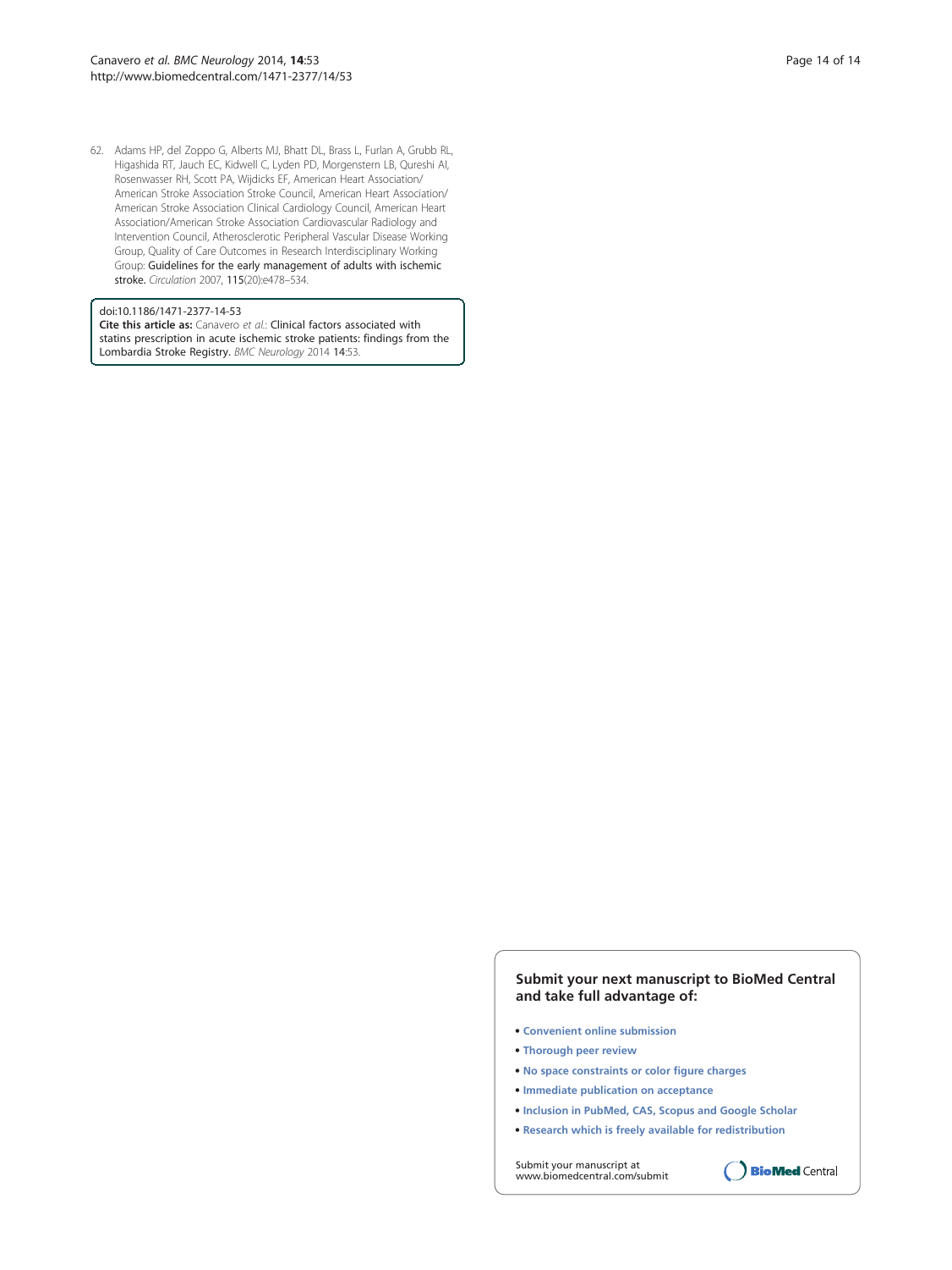62. Adams HP, del Zoppo G, Alberts MJ, Bhatt DL, Brass L, Furlan A, Grubb RL, Higashida RT, Jauch EC, Kidwell C, Lyden PD, Morgenstern LB, Qureshi AI, Rosenwasser RH, Scott PA, Wijdicks EF, American Heart Association/ American Stroke Association Stroke Council, American Heart Association/ American Stroke Association Clinical Cardiology Council, American Heart Association/American Stroke Association Cardiovascular Radiology and Intervention Council, Atherosclerotic Peripheral Vascular Disease Working Group, Quality of Care Outcomes in Research Interdisciplinary Working Group: Guidelines for the early management of adults with ischemic stroke. *Circulation* 2007, **115**(20):e478–534.

doi:10.1186/1471-2377-14-53
**Cite this article as:** Canavero *et al.*: Clinical factors associated with statins prescription in acute ischemic stroke patients: findings from the Lombardia Stroke Registry. *BMC Neurology* 2014 **14**:53.

**Submit your next manuscript to BioMed Central and take full advantage of:**

- **Convenient online submission**
- **Thorough peer review**
- **No space constraints or color figure charges**
- **Immediate publication on acceptance**
- **Inclusion in PubMed, CAS, Scopus and Google Scholar**
- **Research which is freely available for redistribution**

Submit your manuscript at
www.biomedcentral.com/submit

BioMed Central